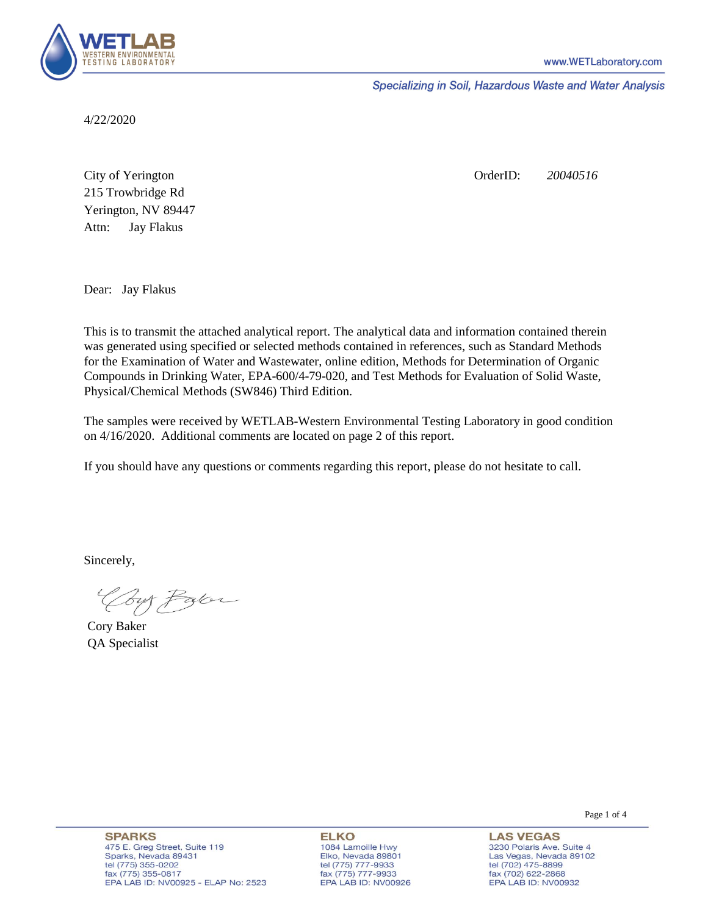4/22/2020

City of Yerington
215 Trowbridge Rd
Yerington, NV 89447
Attn: Jay Flakus

OrderID: *20040516*

Dear: Jay Flakus

This is to transmit the attached analytical report. The analytical data and information contained therein was generated using specified or selected methods contained in references, such as Standard Methods for the Examination of Water and Wastewater, online edition, Methods for Determination of Organic Compounds in Drinking Water, EPA-600/4-79-020, and Test Methods for Evaluation of Solid Waste, Physical/Chemical Methods (SW846) Third Edition.

The samples were received by WETLAB-Western Environmental Testing Laboratory in good condition on 4/16/2020. Additional comments are located on page 2 of this report.

If you should have any questions or comments regarding this report, please do not hesitate to call.

Sincerely,

Cory Baker
QA Specialist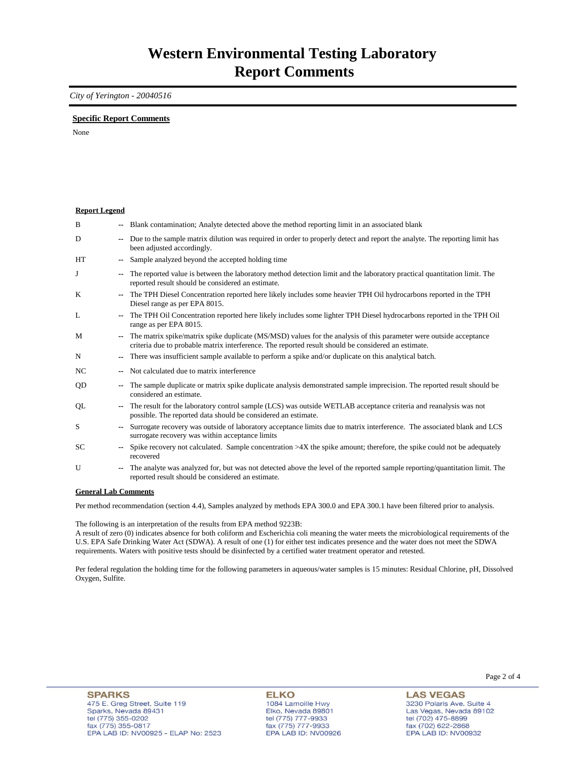# Western Environmental Testing Laboratory
# Report Comments

*City of Yerington - 20040516*

**Specific Report Comments**

None

**Report Legend**

| | | |
|---|---|---|
| B | -- | Blank contamination; Analyte detected above the method reporting limit in an associated blank |
| D | -- | Due to the sample matrix dilution was required in order to properly detect and report the analyte. The reporting limit has been adjusted accordingly. |
| HT | -- | Sample analyzed beyond the accepted holding time |
| J | -- | The reported value is between the laboratory method detection limit and the laboratory practical quantitation limit. The reported result should be considered an estimate. |
| K | -- | The TPH Diesel Concentration reported here likely includes some heavier TPH Oil hydrocarbons reported in the TPH Diesel range as per EPA 8015. |
| L | -- | The TPH Oil Concentration reported here likely includes some lighter TPH Diesel hydrocarbons reported in the TPH Oil range as per EPA 8015. |
| M | -- | The matrix spike/matrix spike duplicate (MS/MSD) values for the analysis of this parameter were outside acceptance criteria due to probable matrix interference. The reported result should be considered an estimate. |
| N | -- | There was insufficient sample available to perform a spike and/or duplicate on this analytical batch. |
| NC | -- | Not calculated due to matrix interference |
| QD | -- | The sample duplicate or matrix spike duplicate analysis demonstrated sample imprecision. The reported result should be considered an estimate. |
| QL | -- | The result for the laboratory control sample (LCS) was outside WETLAB acceptance criteria and reanalysis was not possible. The reported data should be considered an estimate. |
| S | -- | Surrogate recovery was outside of laboratory acceptance limits due to matrix interference. The associated blank and LCS surrogate recovery was within acceptance limits |
| SC | -- | Spike recovery not calculated. Sample concentration >4X the spike amount; therefore, the spike could not be adequately recovered |
| U | -- | The analyte was analyzed for, but was not detected above the level of the reported sample reporting/quantitation limit. The reported result should be considered an estimate. |

**General Lab Comments**

Per method recommendation (section 4.4), Samples analyzed by methods EPA 300.0 and EPA 300.1 have been filtered prior to analysis.

The following is an interpretation of the results from EPA method 9223B:
A result of zero (0) indicates absence for both coliform and Escherichia coli meaning the water meets the microbiological requirements of the U.S. EPA Safe Drinking Water Act (SDWA). A result of one (1) for either test indicates presence and the water does not meet the SDWA requirements. Waters with positive tests should be disinfected by a certified water treatment operator and retested.

Per federal regulation the holding time for the following parameters in aqueous/water samples is 15 minutes: Residual Chlorine, pH, Dissolved Oxygen, Sulfite.

**SPARKS**
475 E. Greg Street, Suite 119
Sparks, Nevada 89431
tel (775) 355-0202
fax (775) 355-0817
EPA LAB ID: NV00925 - ELAP No: 2523

**ELKO**
1084 Lamoille Hwy
Elko, Nevada 89801
tel (775) 777-9933
fax (775) 777-9933
EPA LAB ID: NV00926

**LAS VEGAS**
3230 Polaris Ave. Suite 4
Las Vegas, Nevada 89102
tel (702) 475-8899
fax (702) 622-2868
EPA LAB ID: NV00932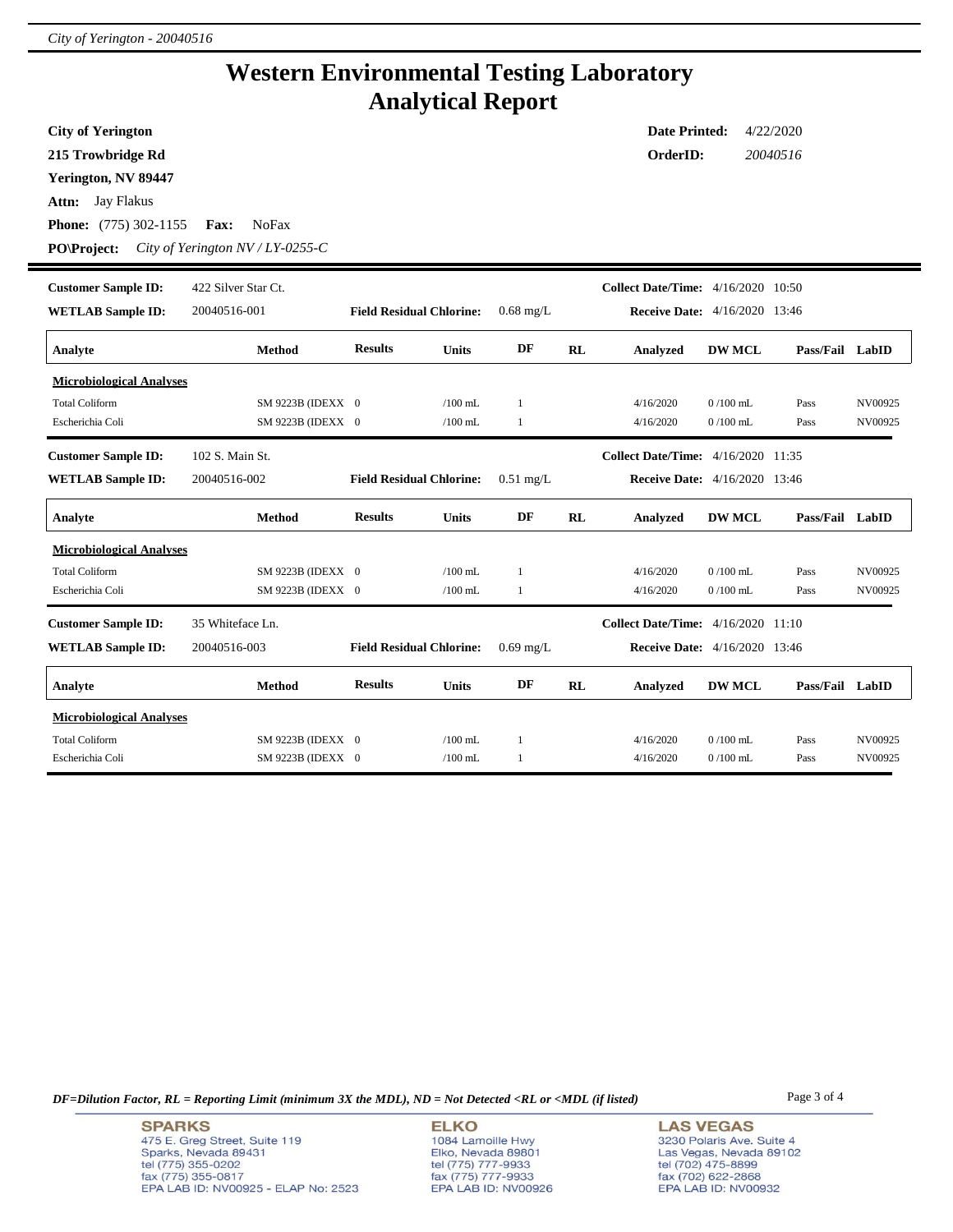# Western Environmental Testing Laboratory
# Analytical Report

**City of Yerington**
**215 Trowbridge Rd**
**Yerington, NV 89447**
**Attn:** Jay Flakus
**Phone:** (775) 302-1155 **Fax:** NoFax
**PO\Project:** *City of Yerington NV / LY-0255-C*

**Date Printed:** 4/22/2020
**OrderID:** *20040516*

---

**Customer Sample ID:** 422 Silver Star Ct. **Collect Date/Time:** 4/16/2020 10:50
**WETLAB Sample ID:** 20040516-001 **Field Residual Chlorine:** 0.68 mg/L **Receive Date:** 4/16/2020 13:46

| Analyte | Method | Results | Units | DF | RL | Analyzed | DW MCL | Pass/Fail | LabID |
|---|---|---|---|---|---|---|---|---|---|
| **Microbiological Analyses** | | | | | | | | | |
| Total Coliform | SM 9223B (IDEXX | 0 | /100 mL | 1 | | 4/16/2020 | 0 /100 mL | Pass | NV00925 |
| Escherichia Coli | SM 9223B (IDEXX | 0 | /100 mL | 1 | | 4/16/2020 | 0 /100 mL | Pass | NV00925 |

**Customer Sample ID:** 102 S. Main St. **Collect Date/Time:** 4/16/2020 11:35
**WETLAB Sample ID:** 20040516-002 **Field Residual Chlorine:** 0.51 mg/L **Receive Date:** 4/16/2020 13:46

| Analyte | Method | Results | Units | DF | RL | Analyzed | DW MCL | Pass/Fail | LabID |
|---|---|---|---|---|---|---|---|---|---|
| **Microbiological Analyses** | | | | | | | | | |
| Total Coliform | SM 9223B (IDEXX | 0 | /100 mL | 1 | | 4/16/2020 | 0 /100 mL | Pass | NV00925 |
| Escherichia Coli | SM 9223B (IDEXX | 0 | /100 mL | 1 | | 4/16/2020 | 0 /100 mL | Pass | NV00925 |

**Customer Sample ID:** 35 Whiteface Ln. **Collect Date/Time:** 4/16/2020 11:10
**WETLAB Sample ID:** 20040516-003 **Field Residual Chlorine:** 0.69 mg/L **Receive Date:** 4/16/2020 13:46

| Analyte | Method | Results | Units | DF | RL | Analyzed | DW MCL | Pass/Fail | LabID |
|---|---|---|---|---|---|---|---|---|---|
| **Microbiological Analyses** | | | | | | | | | |
| Total Coliform | SM 9223B (IDEXX | 0 | /100 mL | 1 | | 4/16/2020 | 0 /100 mL | Pass | NV00925 |
| Escherichia Coli | SM 9223B (IDEXX | 0 | /100 mL | 1 | | 4/16/2020 | 0 /100 mL | Pass | NV00925 |

*DF=Dilution Factor, RL = Reporting Limit (minimum 3X the MDL), ND = Not Detected <RL or <MDL (if listed)*

**SPARKS**
475 E. Greg Street, Suite 119
Sparks, Nevada 89431
tel (775) 355-0202
fax (775) 355-0817
EPA LAB ID: NV00925 - ELAP No: 2523

**ELKO**
1084 Lamoille Hwy
Elko, Nevada 89801
tel (775) 777-9933
fax (775) 777-9933
EPA LAB ID: NV00926

**LAS VEGAS**
3230 Polaris Ave. Suite 4
Las Vegas, Nevada 89102
tel (702) 475-8899
fax (702) 622-2868
EPA LAB ID: NV00932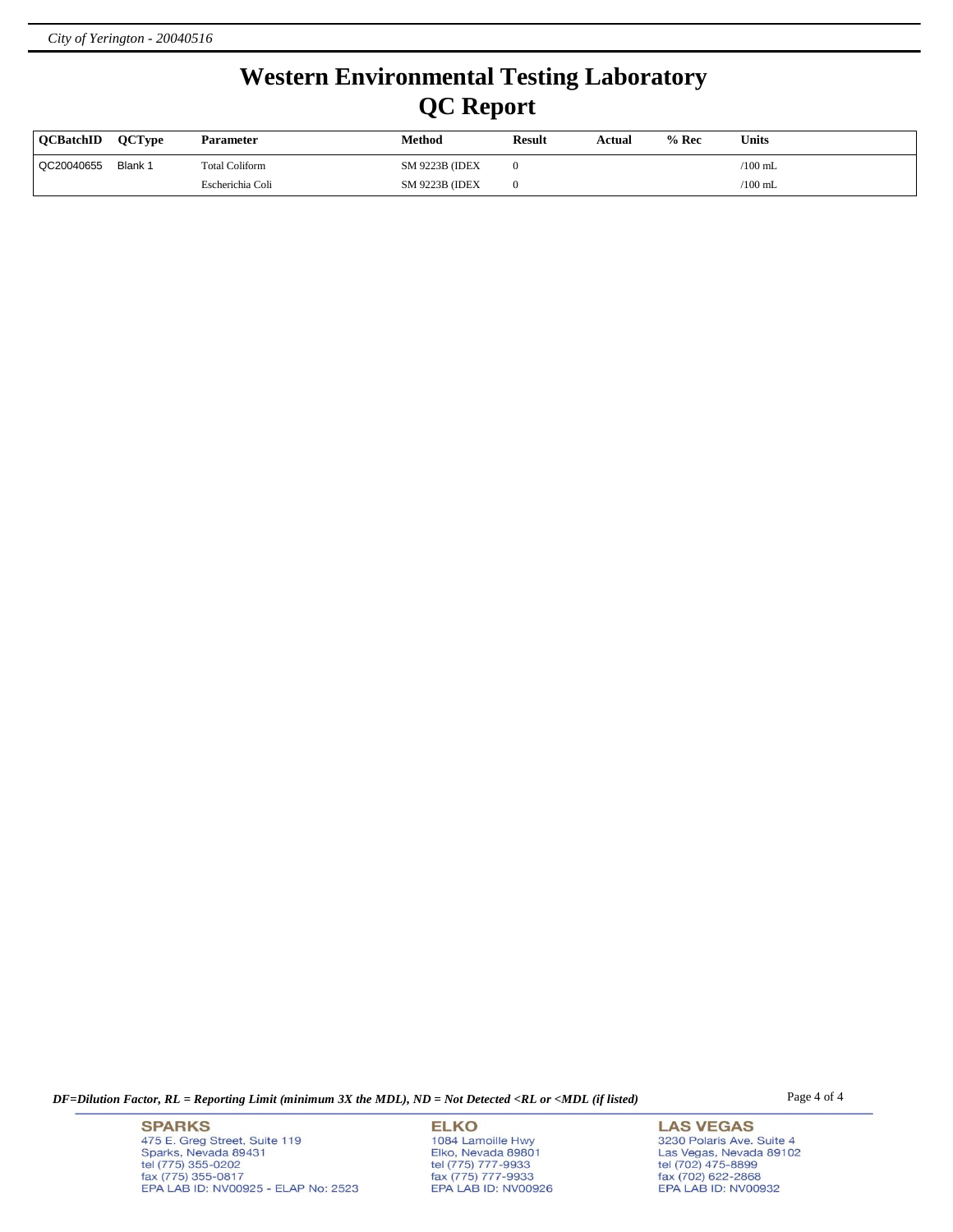# Western Environmental Testing Laboratory
# QC Report

| QCBatchID | QCType | Parameter | Method | Result | Actual | % Rec | Units |
|---|---|---|---|---|---|---|---|
| QC20040655 | Blank 1 | Total Coliform | SM 9223B (IDEX | 0 | | | /100 mL |
| | | Escherichia Coli | SM 9223B (IDEX | 0 | | | /100 mL |

*DF=Dilution Factor, RL = Reporting Limit (minimum 3X the MDL), ND = Not Detected <RL or <MDL (if listed)*

**SPARKS**
475 E. Greg Street, Suite 119
Sparks, Nevada 89431
tel (775) 355-0202
fax (775) 355-0817
EPA LAB ID: NV00925 - ELAP No: 2523

**ELKO**
1084 Lamoille Hwy
Elko, Nevada 89801
tel (775) 777-9933
fax (775) 777-9933
EPA LAB ID: NV00926

**LAS VEGAS**
3230 Polaris Ave. Suite 4
Las Vegas, Nevada 89102
tel (702) 475-8899
fax (702) 622-2868
EPA LAB ID: NV00932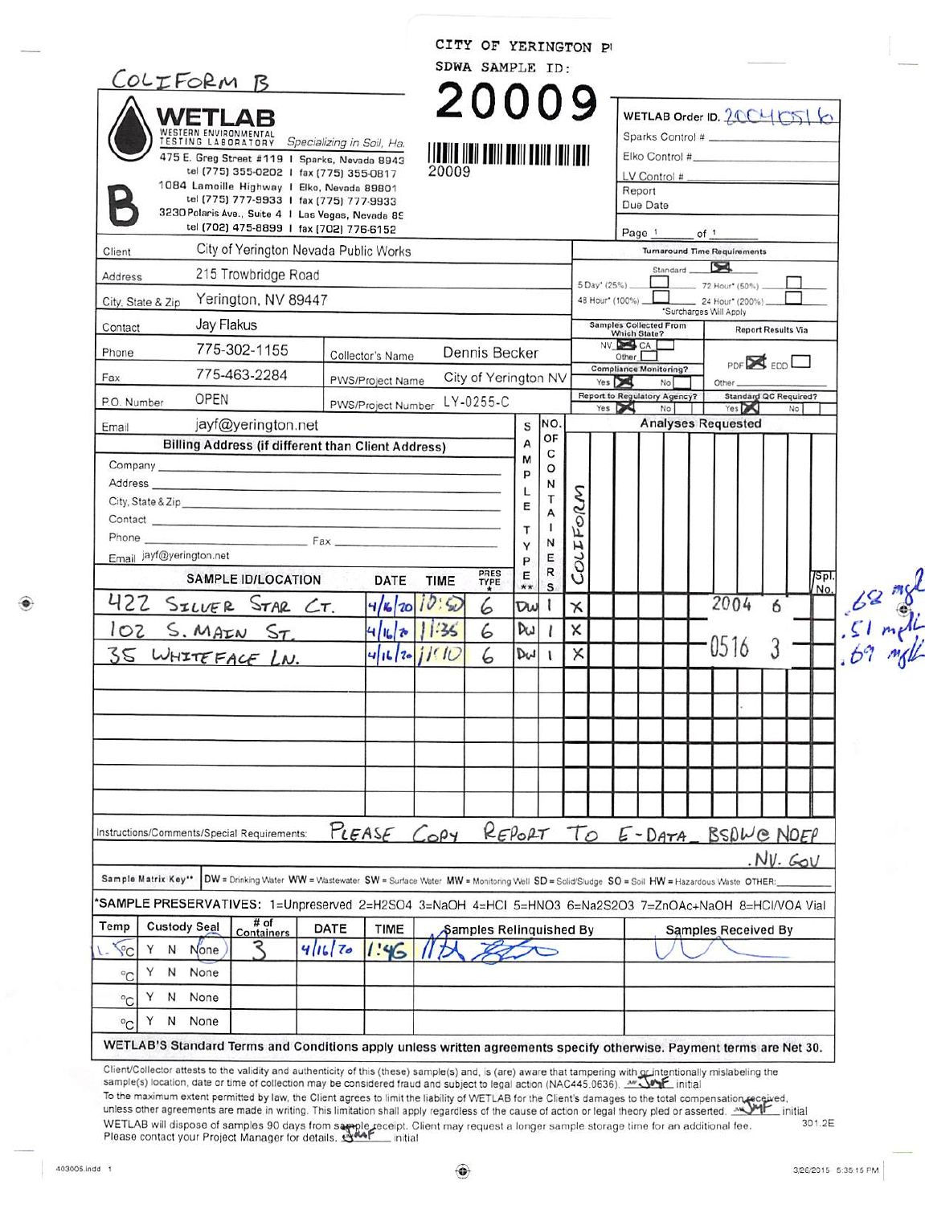COLIFORM B

CITY OF YERINGTON P

SDWA SAMPLE ID:

# 20009

20009

**WETLAB**

WESTERN ENVIRONMENTAL TESTING LABORATORY — Specializing in Soil, Ha

475 E. Greg Street #119 | Sparks, Nevada 8943
tel (775) 355-0202 | fax (775) 355-0817

1084 Lamoille Highway | Elko, Nevada 89801
tel (775) 777-9933 | fax (775) 777-9933

3230 Polaris Ave., Suite 4 | Las Vegas, Nevada 89
tel (702) 475-8899 | fax (702) 776-6152

WETLAB Order ID. 2004 0516

Sparks Control #

Elko Control #

LV Control #

Report Due Date

Page 1 of 1

| | |
|---|---|
| Client | City of Yerington Nevada Public Works |
| Address | 215 Trowbridge Road |
| City, State & Zip | Yerington, NV 89447 |
| Contact | Jay Flakus |
| Phone | 775-302-1155 |
| Fax | 775-463-2284 |
| P.O. Number | OPEN |
| Email | jayf@yerington.net |
| Collector's Name | Dennis Becker |
| PWS/Project Name | City of Yerington NV |
| PWS/Project Number | LY-0255-C |

**Turnaround Time Requirements**

Standard [X] 5 Day* (25%) [ ] 72 Hour* (50%) [ ] 48 Hour* (100%) [ ] 24 Hour* (200%) [ ]
*Surcharges Will Apply

Samples Collected From Which State? NV [X] CA [ ] Other [ ]

Report Results Via: PDF [X] EDD [ ] Other

Compliance Monitoring? Yes [X] No [ ]

Report to Regulatory Agency? Yes [X] No [ ]

Standard QC Required? Yes [X] No [ ]

**Billing Address (if different than Client Address)**

Company
Address
City, State & Zip
Contact
Phone Fax
Email jayf@yerington.net

**Analyses Requested**

| SAMPLE ID/LOCATION | DATE | TIME | PRES TYPE * | SAMPLE TYPE ** | NO. OF CONTAINERS | COLIFORM | Spl. No. |
|---|---|---|---|---|---|---|---|
| 422 SILVER STAR CT. | 4/16/20 | 10:50 | 6 | DW | 1 | X | |
| 102 S. MAIN ST. | 4/16/20 | 11:35 | 6 | DW | 1 | X | |
| 35 WHITEFACE LN. | 4/16/20 | 11:10 | 6 | DW | 1 | X | |

2004 6 / 0516 3

.68 mg/L
.51 mg/L
.69 mg/L

Instructions/Comments/Special Requirements: PLEASE COPY REPORT TO E-DATA_BSDW@NDEP.NV.GOV

Sample Matrix Key** DW = Drinking Water WW = Wastewater SW = Surface Water MW = Monitoring Well SD = Solid/Sludge SO = Soil HW = Hazardous Waste OTHER:

*SAMPLE PRESERVATIVES: 1=Unpreserved 2=H2SO4 3=NaOH 4=HCl 5=HNO3 6=Na2S2O3 7=ZnOAc+NaOH 8=HCl/VOA Vial

| Temp | Custody Seal | # of Containers | DATE | TIME | Samples Relinquished By | Samples Received By |
|---|---|---|---|---|---|---|
| 1.5 °C | Y N None | 3 | 4/16/20 | 1:46 | [signature] | [signature] |
| °C | Y N None | | | | | |
| °C | Y N None | | | | | |
| °C | Y N None | | | | | |

**WETLAB'S Standard Terms and Conditions apply unless written agreements specify otherwise. Payment terms are Net 30.**

Client/Collector attests to the validity and authenticity of this (these) sample(s) and, is (are) aware that tampering with or intentionally mislabeling the sample(s) location, date or time of collection may be considered fraud and subject to legal action (NAC445.0636). JMF initial

To the maximum extent permitted by law, the Client agrees to limit the liability of WETLAB for the Client's damages to the total compensation received, unless other agreements are made in writing. This limitation shall apply regardless of the cause of action or legal theory pled or asserted. JMF initial

WETLAB will dispose of samples 90 days from sample receipt. Client may request a longer sample storage time for an additional fee. Please contact your Project Manager for details. JMF initial

301.2E